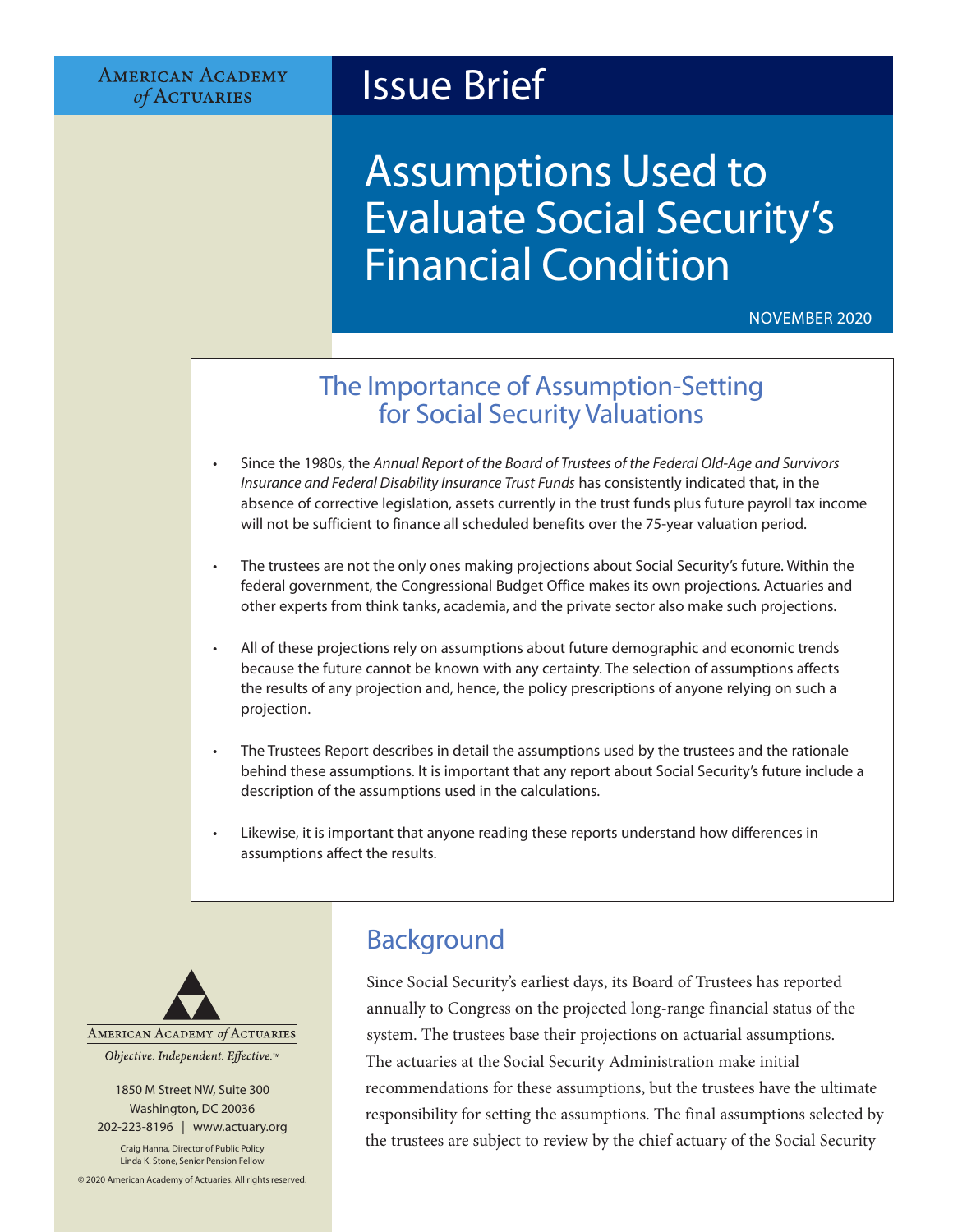AMERICAN ACADEMY *of* ACTUARIES

# Issue Brief

# Assumptions Used to Evaluate Social Security's Financial Condition

NOVEMBER 2020

## The Importance of Assumption-Setting for Social Security Valuations

- Since the 1980s, the *Annual Report of the Board of Trustees of the Federal Old-Age and Survivors Insurance and Federal Disability Insurance Trust Funds* has consistently indicated that, in the absence of corrective legislation, assets currently in the trust funds plus future payroll tax income will not be sufficient to finance all scheduled benefits over the 75-year valuation period.
- The trustees are not the only ones making projections about Social Security's future. Within the federal government, the Congressional Budget Office makes its own projections. Actuaries and other experts from think tanks, academia, and the private sector also make such projections.
- All of these projections rely on assumptions about future demographic and economic trends because the future cannot be known with any certainty. The selection of assumptions affects the results of any projection and, hence, the policy prescriptions of anyone relying on such a projection.
- The Trustees Report describes in detail the assumptions used by the trustees and the rationale behind these assumptions. It is important that any report about Social Security's future include a description of the assumptions used in the calculations.
- Likewise, it is important that anyone reading these reports understand how differences in assumptions affect the results.

## Background

Since Social Security's earliest days, its Board of Trustees has reported annually to Congress on the projected long-range financial status of the system. The trustees base their projections on actuarial assumptions. The actuaries at the Social Security Administration make initial recommendations for these assumptions, but the trustees have the ultimate responsibility for setting the assumptions. The final assumptions selected by the trustees are subject to review by the chief actuary of the Social Security

AMERICAN ACADEMY *of* ACTUARIES

*Objective. Independent. Effective.*™

1850 M Street NW, Suite 300
Washington, DC 20036
202-223-8196 | www.actuary.org

Craig Hanna, Director of Public Policy
Linda K. Stone, Senior Pension Fellow

© 2020 American Academy of Actuaries. All rights reserved.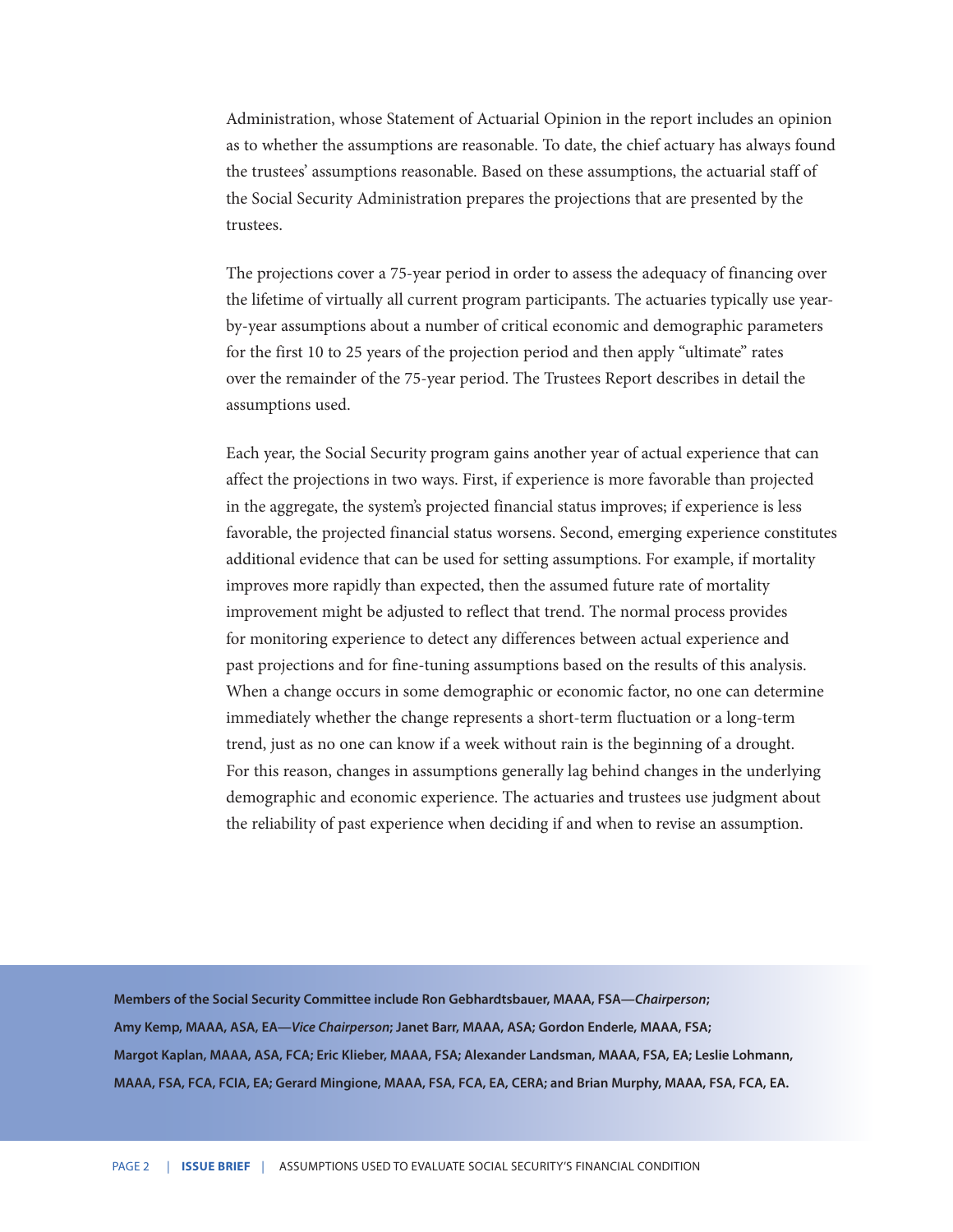Administration, whose Statement of Actuarial Opinion in the report includes an opinion as to whether the assumptions are reasonable. To date, the chief actuary has always found the trustees' assumptions reasonable. Based on these assumptions, the actuarial staff of the Social Security Administration prepares the projections that are presented by the trustees.

The projections cover a 75-year period in order to assess the adequacy of financing over the lifetime of virtually all current program participants. The actuaries typically use year-by-year assumptions about a number of critical economic and demographic parameters for the first 10 to 25 years of the projection period and then apply "ultimate" rates over the remainder of the 75-year period. The Trustees Report describes in detail the assumptions used.

Each year, the Social Security program gains another year of actual experience that can affect the projections in two ways. First, if experience is more favorable than projected in the aggregate, the system's projected financial status improves; if experience is less favorable, the projected financial status worsens. Second, emerging experience constitutes additional evidence that can be used for setting assumptions. For example, if mortality improves more rapidly than expected, then the assumed future rate of mortality improvement might be adjusted to reflect that trend. The normal process provides for monitoring experience to detect any differences between actual experience and past projections and for fine-tuning assumptions based on the results of this analysis. When a change occurs in some demographic or economic factor, no one can determine immediately whether the change represents a short-term fluctuation or a long-term trend, just as no one can know if a week without rain is the beginning of a drought. For this reason, changes in assumptions generally lag behind changes in the underlying demographic and economic experience. The actuaries and trustees use judgment about the reliability of past experience when deciding if and when to revise an assumption.

**Members of the Social Security Committee include Ron Gebhardtsbauer, MAAA, FSA—*Chairperson*; Amy Kemp, MAAA, ASA, EA—*Vice Chairperson*; Janet Barr, MAAA, ASA; Gordon Enderle, MAAA, FSA; Margot Kaplan, MAAA, ASA, FCA; Eric Klieber, MAAA, FSA; Alexander Landsman, MAAA, FSA, EA; Leslie Lohmann, MAAA, FSA, FCA, FCIA, EA; Gerard Mingione, MAAA, FSA, FCA, EA, CERA; and Brian Murphy, MAAA, FSA, FCA, EA.**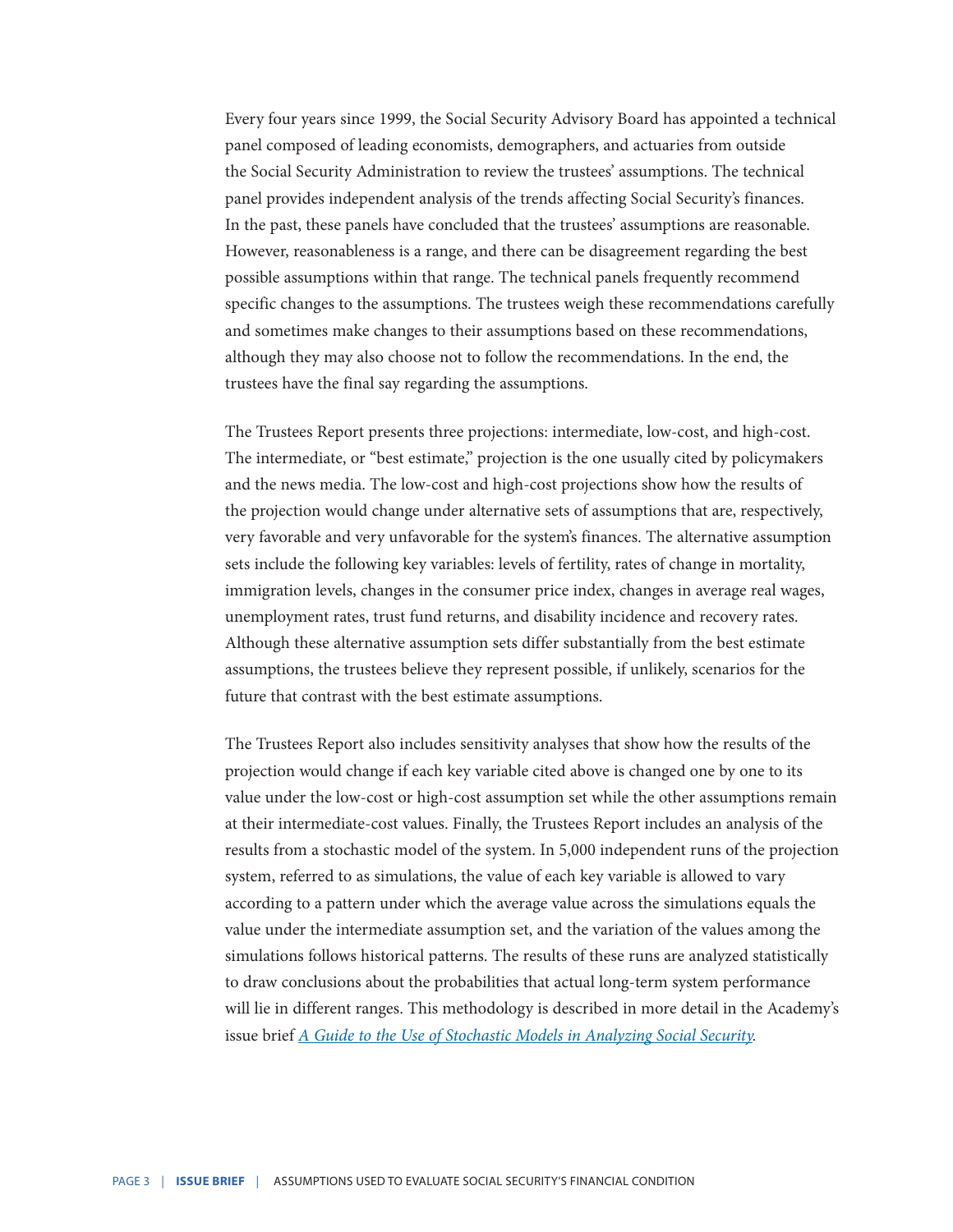Every four years since 1999, the Social Security Advisory Board has appointed a technical panel composed of leading economists, demographers, and actuaries from outside the Social Security Administration to review the trustees' assumptions. The technical panel provides independent analysis of the trends affecting Social Security's finances. In the past, these panels have concluded that the trustees' assumptions are reasonable. However, reasonableness is a range, and there can be disagreement regarding the best possible assumptions within that range. The technical panels frequently recommend specific changes to the assumptions. The trustees weigh these recommendations carefully and sometimes make changes to their assumptions based on these recommendations, although they may also choose not to follow the recommendations. In the end, the trustees have the final say regarding the assumptions.

The Trustees Report presents three projections: intermediate, low-cost, and high-cost. The intermediate, or "best estimate," projection is the one usually cited by policymakers and the news media. The low-cost and high-cost projections show how the results of the projection would change under alternative sets of assumptions that are, respectively, very favorable and very unfavorable for the system's finances. The alternative assumption sets include the following key variables: levels of fertility, rates of change in mortality, immigration levels, changes in the consumer price index, changes in average real wages, unemployment rates, trust fund returns, and disability incidence and recovery rates. Although these alternative assumption sets differ substantially from the best estimate assumptions, the trustees believe they represent possible, if unlikely, scenarios for the future that contrast with the best estimate assumptions.

The Trustees Report also includes sensitivity analyses that show how the results of the projection would change if each key variable cited above is changed one by one to its value under the low-cost or high-cost assumption set while the other assumptions remain at their intermediate-cost values. Finally, the Trustees Report includes an analysis of the results from a stochastic model of the system. In 5,000 independent runs of the projection system, referred to as simulations, the value of each key variable is allowed to vary according to a pattern under which the average value across the simulations equals the value under the intermediate assumption set, and the variation of the values among the simulations follows historical patterns. The results of these runs are analyzed statistically to draw conclusions about the probabilities that actual long-term system performance will lie in different ranges. This methodology is described in more detail in the Academy's issue brief *A Guide to the Use of Stochastic Models in Analyzing Social Security*.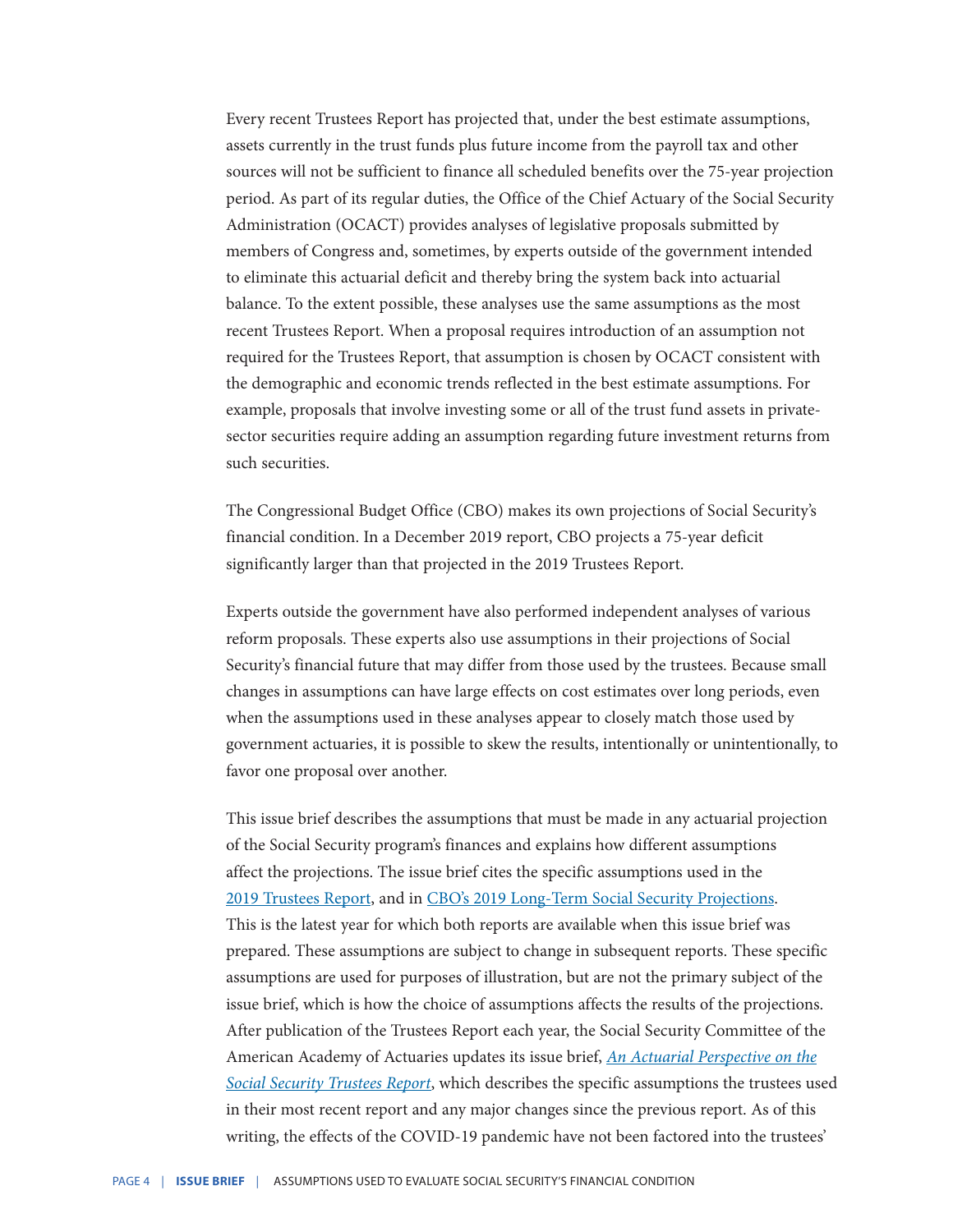Every recent Trustees Report has projected that, under the best estimate assumptions, assets currently in the trust funds plus future income from the payroll tax and other sources will not be sufficient to finance all scheduled benefits over the 75-year projection period. As part of its regular duties, the Office of the Chief Actuary of the Social Security Administration (OCACT) provides analyses of legislative proposals submitted by members of Congress and, sometimes, by experts outside of the government intended to eliminate this actuarial deficit and thereby bring the system back into actuarial balance. To the extent possible, these analyses use the same assumptions as the most recent Trustees Report. When a proposal requires introduction of an assumption not required for the Trustees Report, that assumption is chosen by OCACT consistent with the demographic and economic trends reflected in the best estimate assumptions. For example, proposals that involve investing some or all of the trust fund assets in private-sector securities require adding an assumption regarding future investment returns from such securities.

The Congressional Budget Office (CBO) makes its own projections of Social Security's financial condition. In a December 2019 report, CBO projects a 75-year deficit significantly larger than that projected in the 2019 Trustees Report.

Experts outside the government have also performed independent analyses of various reform proposals. These experts also use assumptions in their projections of Social Security's financial future that may differ from those used by the trustees. Because small changes in assumptions can have large effects on cost estimates over long periods, even when the assumptions used in these analyses appear to closely match those used by government actuaries, it is possible to skew the results, intentionally or unintentionally, to favor one proposal over another.

This issue brief describes the assumptions that must be made in any actuarial projection of the Social Security program's finances and explains how different assumptions affect the projections. The issue brief cites the specific assumptions used in the 2019 Trustees Report, and in CBO's 2019 Long-Term Social Security Projections. This is the latest year for which both reports are available when this issue brief was prepared. These assumptions are subject to change in subsequent reports. These specific assumptions are used for purposes of illustration, but are not the primary subject of the issue brief, which is how the choice of assumptions affects the results of the projections. After publication of the Trustees Report each year, the Social Security Committee of the American Academy of Actuaries updates its issue brief, *An Actuarial Perspective on the Social Security Trustees Report*, which describes the specific assumptions the trustees used in their most recent report and any major changes since the previous report. As of this writing, the effects of the COVID-19 pandemic have not been factored into the trustees'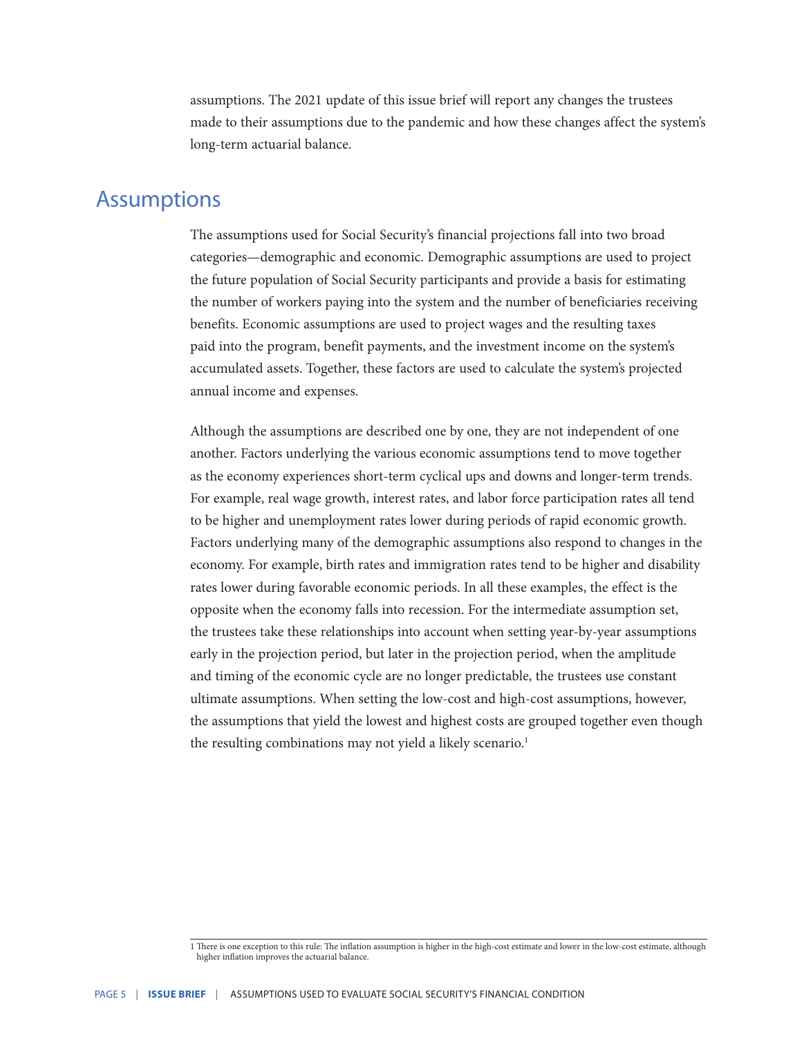assumptions. The 2021 update of this issue brief will report any changes the trustees made to their assumptions due to the pandemic and how these changes affect the system's long-term actuarial balance.

## Assumptions

The assumptions used for Social Security's financial projections fall into two broad categories—demographic and economic. Demographic assumptions are used to project the future population of Social Security participants and provide a basis for estimating the number of workers paying into the system and the number of beneficiaries receiving benefits. Economic assumptions are used to project wages and the resulting taxes paid into the program, benefit payments, and the investment income on the system's accumulated assets. Together, these factors are used to calculate the system's projected annual income and expenses.

Although the assumptions are described one by one, they are not independent of one another. Factors underlying the various economic assumptions tend to move together as the economy experiences short-term cyclical ups and downs and longer-term trends. For example, real wage growth, interest rates, and labor force participation rates all tend to be higher and unemployment rates lower during periods of rapid economic growth. Factors underlying many of the demographic assumptions also respond to changes in the economy. For example, birth rates and immigration rates tend to be higher and disability rates lower during favorable economic periods. In all these examples, the effect is the opposite when the economy falls into recession. For the intermediate assumption set, the trustees take these relationships into account when setting year-by-year assumptions early in the projection period, but later in the projection period, when the amplitude and timing of the economic cycle are no longer predictable, the trustees use constant ultimate assumptions. When setting the low-cost and high-cost assumptions, however, the assumptions that yield the lowest and highest costs are grouped together even though the resulting combinations may not yield a likely scenario.[1]

---

1 There is one exception to this rule: The inflation assumption is higher in the high-cost estimate and lower in the low-cost estimate, although higher inflation improves the actuarial balance.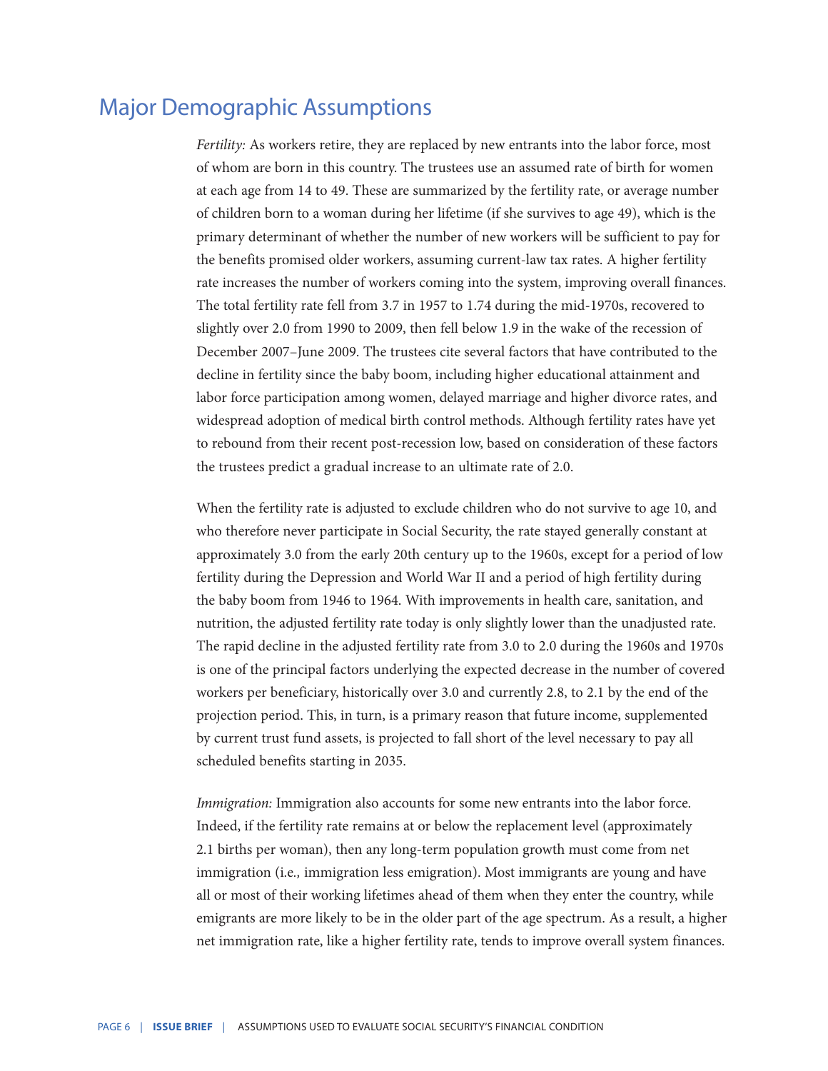## Major Demographic Assumptions

*Fertility:* As workers retire, they are replaced by new entrants into the labor force, most of whom are born in this country. The trustees use an assumed rate of birth for women at each age from 14 to 49. These are summarized by the fertility rate, or average number of children born to a woman during her lifetime (if she survives to age 49), which is the primary determinant of whether the number of new workers will be sufficient to pay for the benefits promised older workers, assuming current-law tax rates. A higher fertility rate increases the number of workers coming into the system, improving overall finances. The total fertility rate fell from 3.7 in 1957 to 1.74 during the mid-1970s, recovered to slightly over 2.0 from 1990 to 2009, then fell below 1.9 in the wake of the recession of December 2007–June 2009. The trustees cite several factors that have contributed to the decline in fertility since the baby boom, including higher educational attainment and labor force participation among women, delayed marriage and higher divorce rates, and widespread adoption of medical birth control methods. Although fertility rates have yet to rebound from their recent post-recession low, based on consideration of these factors the trustees predict a gradual increase to an ultimate rate of 2.0.

When the fertility rate is adjusted to exclude children who do not survive to age 10, and who therefore never participate in Social Security, the rate stayed generally constant at approximately 3.0 from the early 20th century up to the 1960s, except for a period of low fertility during the Depression and World War II and a period of high fertility during the baby boom from 1946 to 1964. With improvements in health care, sanitation, and nutrition, the adjusted fertility rate today is only slightly lower than the unadjusted rate. The rapid decline in the adjusted fertility rate from 3.0 to 2.0 during the 1960s and 1970s is one of the principal factors underlying the expected decrease in the number of covered workers per beneficiary, historically over 3.0 and currently 2.8, to 2.1 by the end of the projection period. This, in turn, is a primary reason that future income, supplemented by current trust fund assets, is projected to fall short of the level necessary to pay all scheduled benefits starting in 2035.

*Immigration:* Immigration also accounts for some new entrants into the labor force. Indeed, if the fertility rate remains at or below the replacement level (approximately 2.1 births per woman), then any long-term population growth must come from net immigration (i.e*.,* immigration less emigration). Most immigrants are young and have all or most of their working lifetimes ahead of them when they enter the country, while emigrants are more likely to be in the older part of the age spectrum. As a result, a higher net immigration rate, like a higher fertility rate, tends to improve overall system finances.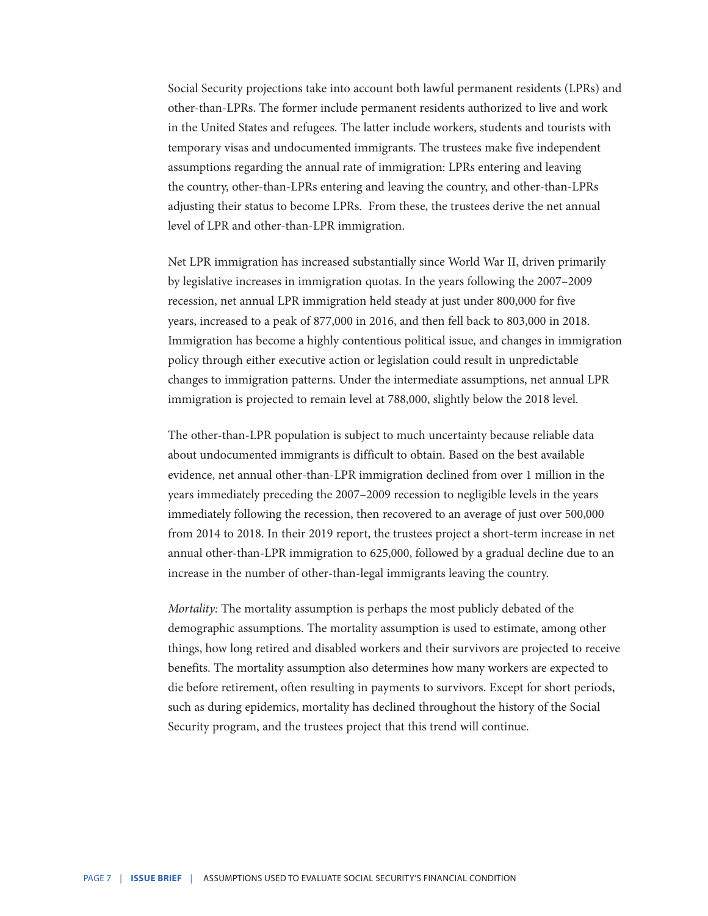Social Security projections take into account both lawful permanent residents (LPRs) and other-than-LPRs. The former include permanent residents authorized to live and work in the United States and refugees. The latter include workers, students and tourists with temporary visas and undocumented immigrants. The trustees make five independent assumptions regarding the annual rate of immigration: LPRs entering and leaving the country, other-than-LPRs entering and leaving the country, and other-than-LPRs adjusting their status to become LPRs. From these, the trustees derive the net annual level of LPR and other-than-LPR immigration.

Net LPR immigration has increased substantially since World War II, driven primarily by legislative increases in immigration quotas. In the years following the 2007–2009 recession, net annual LPR immigration held steady at just under 800,000 for five years, increased to a peak of 877,000 in 2016, and then fell back to 803,000 in 2018. Immigration has become a highly contentious political issue, and changes in immigration policy through either executive action or legislation could result in unpredictable changes to immigration patterns. Under the intermediate assumptions, net annual LPR immigration is projected to remain level at 788,000, slightly below the 2018 level.

The other-than-LPR population is subject to much uncertainty because reliable data about undocumented immigrants is difficult to obtain. Based on the best available evidence, net annual other-than-LPR immigration declined from over 1 million in the years immediately preceding the 2007–2009 recession to negligible levels in the years immediately following the recession, then recovered to an average of just over 500,000 from 2014 to 2018. In their 2019 report, the trustees project a short-term increase in net annual other-than-LPR immigration to 625,000, followed by a gradual decline due to an increase in the number of other-than-legal immigrants leaving the country.

*Mortality:* The mortality assumption is perhaps the most publicly debated of the demographic assumptions. The mortality assumption is used to estimate, among other things, how long retired and disabled workers and their survivors are projected to receive benefits. The mortality assumption also determines how many workers are expected to die before retirement, often resulting in payments to survivors. Except for short periods, such as during epidemics, mortality has declined throughout the history of the Social Security program, and the trustees project that this trend will continue.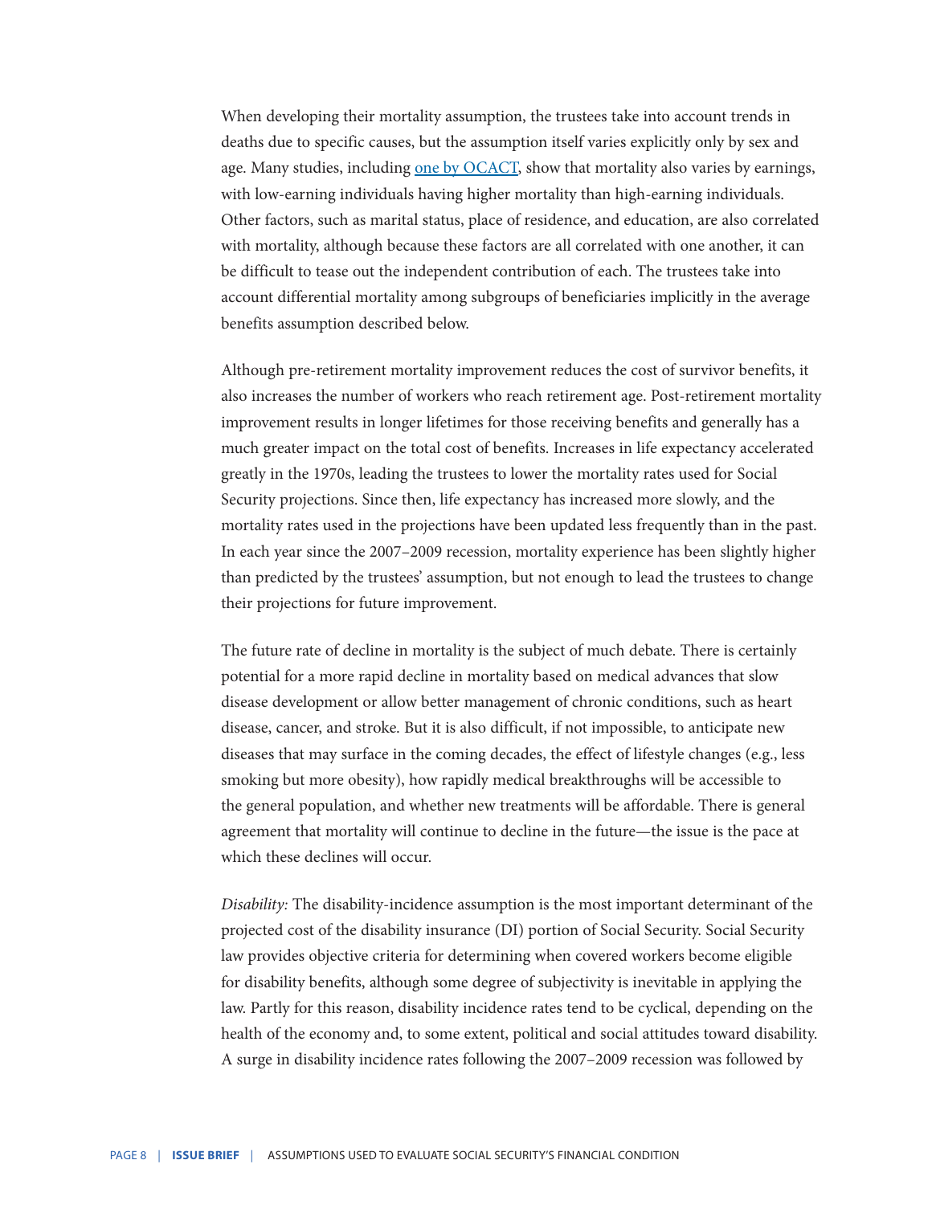When developing their mortality assumption, the trustees take into account trends in deaths due to specific causes, but the assumption itself varies explicitly only by sex and age. Many studies, including [one by OCACT](), show that mortality also varies by earnings, with low-earning individuals having higher mortality than high-earning individuals. Other factors, such as marital status, place of residence, and education, are also correlated with mortality, although because these factors are all correlated with one another, it can be difficult to tease out the independent contribution of each. The trustees take into account differential mortality among subgroups of beneficiaries implicitly in the average benefits assumption described below.

Although pre-retirement mortality improvement reduces the cost of survivor benefits, it also increases the number of workers who reach retirement age. Post-retirement mortality improvement results in longer lifetimes for those receiving benefits and generally has a much greater impact on the total cost of benefits. Increases in life expectancy accelerated greatly in the 1970s, leading the trustees to lower the mortality rates used for Social Security projections. Since then, life expectancy has increased more slowly, and the mortality rates used in the projections have been updated less frequently than in the past. In each year since the 2007–2009 recession, mortality experience has been slightly higher than predicted by the trustees' assumption, but not enough to lead the trustees to change their projections for future improvement.

The future rate of decline in mortality is the subject of much debate. There is certainly potential for a more rapid decline in mortality based on medical advances that slow disease development or allow better management of chronic conditions, such as heart disease, cancer, and stroke. But it is also difficult, if not impossible, to anticipate new diseases that may surface in the coming decades, the effect of lifestyle changes (e.g., less smoking but more obesity), how rapidly medical breakthroughs will be accessible to the general population, and whether new treatments will be affordable. There is general agreement that mortality will continue to decline in the future—the issue is the pace at which these declines will occur.

*Disability:* The disability-incidence assumption is the most important determinant of the projected cost of the disability insurance (DI) portion of Social Security. Social Security law provides objective criteria for determining when covered workers become eligible for disability benefits, although some degree of subjectivity is inevitable in applying the law. Partly for this reason, disability incidence rates tend to be cyclical, depending on the health of the economy and, to some extent, political and social attitudes toward disability. A surge in disability incidence rates following the 2007–2009 recession was followed by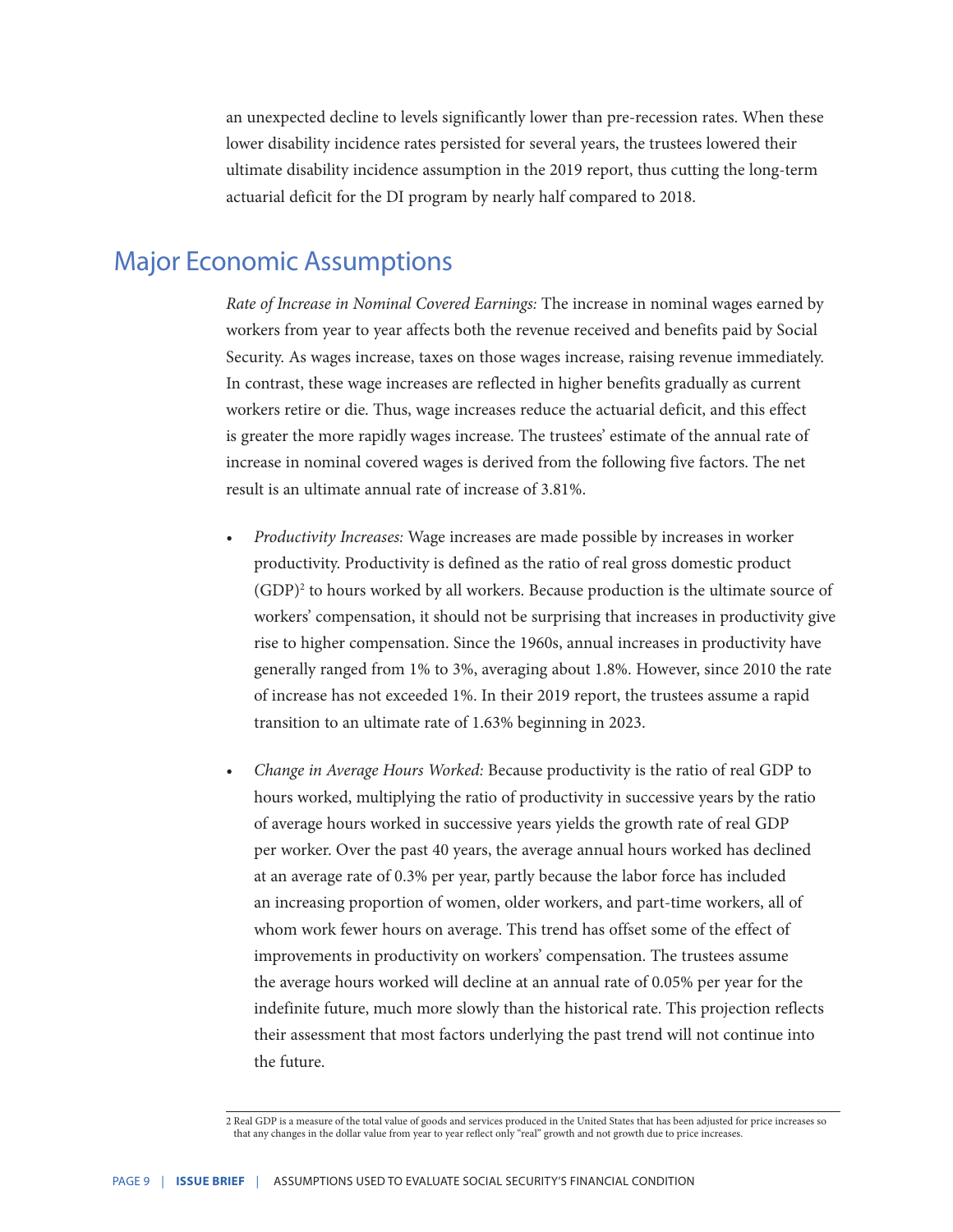an unexpected decline to levels significantly lower than pre-recession rates. When these lower disability incidence rates persisted for several years, the trustees lowered their ultimate disability incidence assumption in the 2019 report, thus cutting the long-term actuarial deficit for the DI program by nearly half compared to 2018.

## Major Economic Assumptions

*Rate of Increase in Nominal Covered Earnings:* The increase in nominal wages earned by workers from year to year affects both the revenue received and benefits paid by Social Security. As wages increase, taxes on those wages increase, raising revenue immediately. In contrast, these wage increases are reflected in higher benefits gradually as current workers retire or die. Thus, wage increases reduce the actuarial deficit, and this effect is greater the more rapidly wages increase. The trustees' estimate of the annual rate of increase in nominal covered wages is derived from the following five factors. The net result is an ultimate annual rate of increase of 3.81%.

- *Productivity Increases:* Wage increases are made possible by increases in worker productivity. Productivity is defined as the ratio of real gross domestic product (GDP)[2] to hours worked by all workers. Because production is the ultimate source of workers' compensation, it should not be surprising that increases in productivity give rise to higher compensation. Since the 1960s, annual increases in productivity have generally ranged from 1% to 3%, averaging about 1.8%. However, since 2010 the rate of increase has not exceeded 1%. In their 2019 report, the trustees assume a rapid transition to an ultimate rate of 1.63% beginning in 2023.

- *Change in Average Hours Worked:* Because productivity is the ratio of real GDP to hours worked, multiplying the ratio of productivity in successive years by the ratio of average hours worked in successive years yields the growth rate of real GDP per worker. Over the past 40 years, the average annual hours worked has declined at an average rate of 0.3% per year, partly because the labor force has included an increasing proportion of women, older workers, and part-time workers, all of whom work fewer hours on average. This trend has offset some of the effect of improvements in productivity on workers' compensation. The trustees assume the average hours worked will decline at an annual rate of 0.05% per year for the indefinite future, much more slowly than the historical rate. This projection reflects their assessment that most factors underlying the past trend will not continue into the future.

---

2 Real GDP is a measure of the total value of goods and services produced in the United States that has been adjusted for price increases so that any changes in the dollar value from year to year reflect only "real" growth and not growth due to price increases.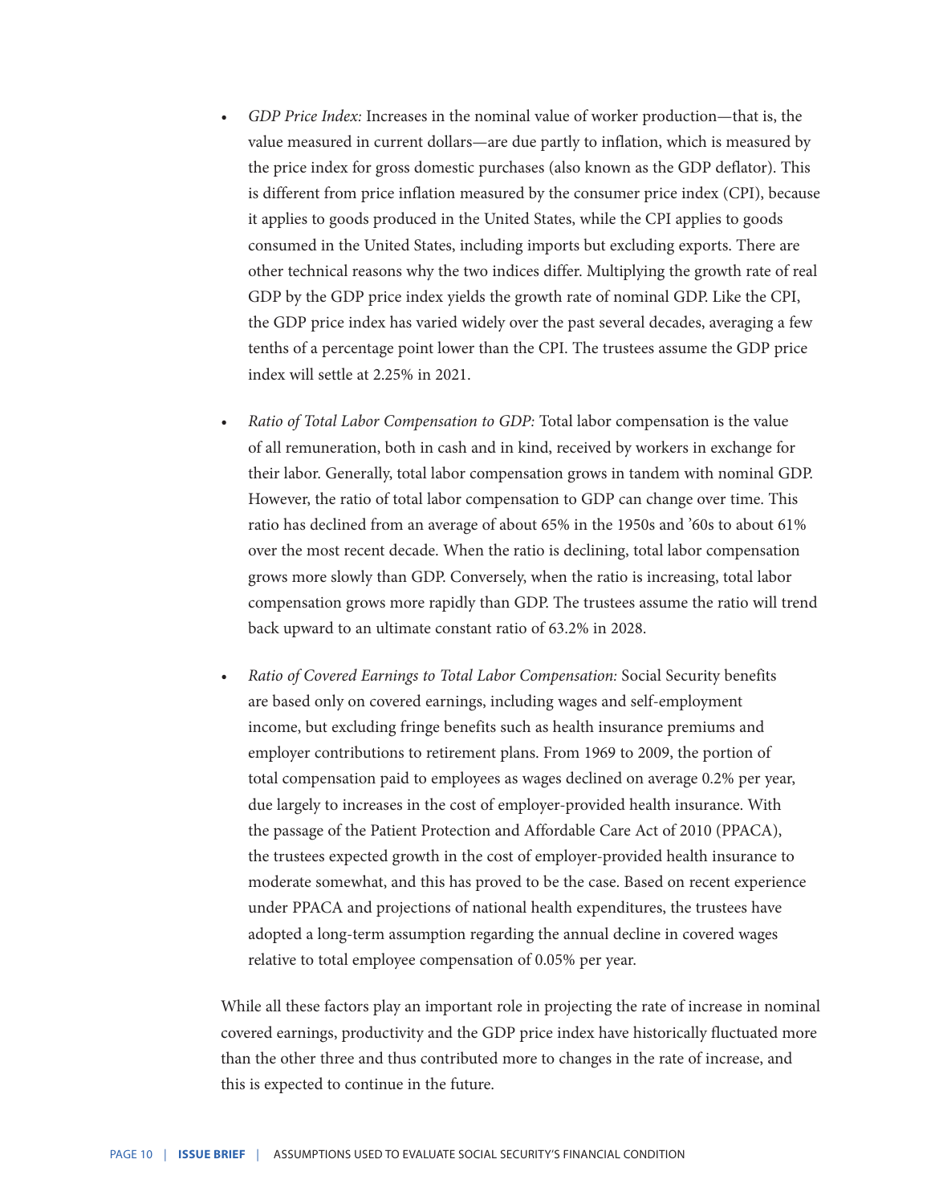- *GDP Price Index:* Increases in the nominal value of worker production—that is, the value measured in current dollars—are due partly to inflation, which is measured by the price index for gross domestic purchases (also known as the GDP deflator). This is different from price inflation measured by the consumer price index (CPI), because it applies to goods produced in the United States, while the CPI applies to goods consumed in the United States, including imports but excluding exports. There are other technical reasons why the two indices differ. Multiplying the growth rate of real GDP by the GDP price index yields the growth rate of nominal GDP. Like the CPI, the GDP price index has varied widely over the past several decades, averaging a few tenths of a percentage point lower than the CPI. The trustees assume the GDP price index will settle at 2.25% in 2021.

- *Ratio of Total Labor Compensation to GDP:* Total labor compensation is the value of all remuneration, both in cash and in kind, received by workers in exchange for their labor. Generally, total labor compensation grows in tandem with nominal GDP. However, the ratio of total labor compensation to GDP can change over time. This ratio has declined from an average of about 65% in the 1950s and '60s to about 61% over the most recent decade. When the ratio is declining, total labor compensation grows more slowly than GDP. Conversely, when the ratio is increasing, total labor compensation grows more rapidly than GDP. The trustees assume the ratio will trend back upward to an ultimate constant ratio of 63.2% in 2028.

- *Ratio of Covered Earnings to Total Labor Compensation:* Social Security benefits are based only on covered earnings, including wages and self-employment income, but excluding fringe benefits such as health insurance premiums and employer contributions to retirement plans. From 1969 to 2009, the portion of total compensation paid to employees as wages declined on average 0.2% per year, due largely to increases in the cost of employer-provided health insurance. With the passage of the Patient Protection and Affordable Care Act of 2010 (PPACA), the trustees expected growth in the cost of employer-provided health insurance to moderate somewhat, and this has proved to be the case. Based on recent experience under PPACA and projections of national health expenditures, the trustees have adopted a long-term assumption regarding the annual decline in covered wages relative to total employee compensation of 0.05% per year.

While all these factors play an important role in projecting the rate of increase in nominal covered earnings, productivity and the GDP price index have historically fluctuated more than the other three and thus contributed more to changes in the rate of increase, and this is expected to continue in the future.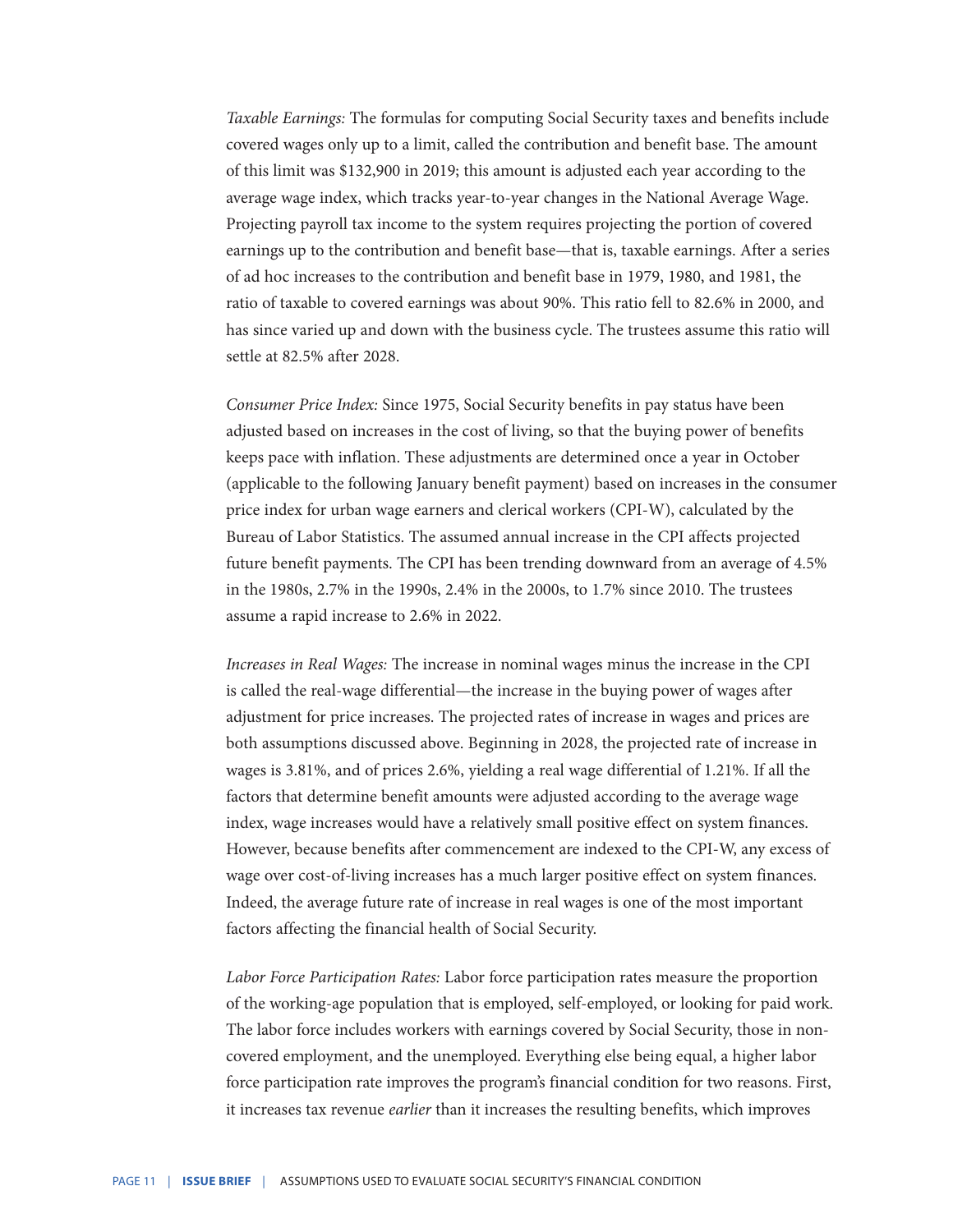*Taxable Earnings:* The formulas for computing Social Security taxes and benefits include covered wages only up to a limit, called the contribution and benefit base. The amount of this limit was $132,900 in 2019; this amount is adjusted each year according to the average wage index, which tracks year-to-year changes in the National Average Wage. Projecting payroll tax income to the system requires projecting the portion of covered earnings up to the contribution and benefit base—that is, taxable earnings. After a series of ad hoc increases to the contribution and benefit base in 1979, 1980, and 1981, the ratio of taxable to covered earnings was about 90%. This ratio fell to 82.6% in 2000, and has since varied up and down with the business cycle. The trustees assume this ratio will settle at 82.5% after 2028.

*Consumer Price Index:* Since 1975, Social Security benefits in pay status have been adjusted based on increases in the cost of living, so that the buying power of benefits keeps pace with inflation. These adjustments are determined once a year in October (applicable to the following January benefit payment) based on increases in the consumer price index for urban wage earners and clerical workers (CPI-W), calculated by the Bureau of Labor Statistics. The assumed annual increase in the CPI affects projected future benefit payments. The CPI has been trending downward from an average of 4.5% in the 1980s, 2.7% in the 1990s, 2.4% in the 2000s, to 1.7% since 2010. The trustees assume a rapid increase to 2.6% in 2022.

*Increases in Real Wages:* The increase in nominal wages minus the increase in the CPI is called the real-wage differential—the increase in the buying power of wages after adjustment for price increases. The projected rates of increase in wages and prices are both assumptions discussed above. Beginning in 2028, the projected rate of increase in wages is 3.81%, and of prices 2.6%, yielding a real wage differential of 1.21%. If all the factors that determine benefit amounts were adjusted according to the average wage index, wage increases would have a relatively small positive effect on system finances. However, because benefits after commencement are indexed to the CPI-W, any excess of wage over cost-of-living increases has a much larger positive effect on system finances. Indeed, the average future rate of increase in real wages is one of the most important factors affecting the financial health of Social Security.

*Labor Force Participation Rates:* Labor force participation rates measure the proportion of the working-age population that is employed, self-employed, or looking for paid work. The labor force includes workers with earnings covered by Social Security, those in non-covered employment, and the unemployed. Everything else being equal, a higher labor force participation rate improves the program's financial condition for two reasons. First, it increases tax revenue *earlier* than it increases the resulting benefits, which improves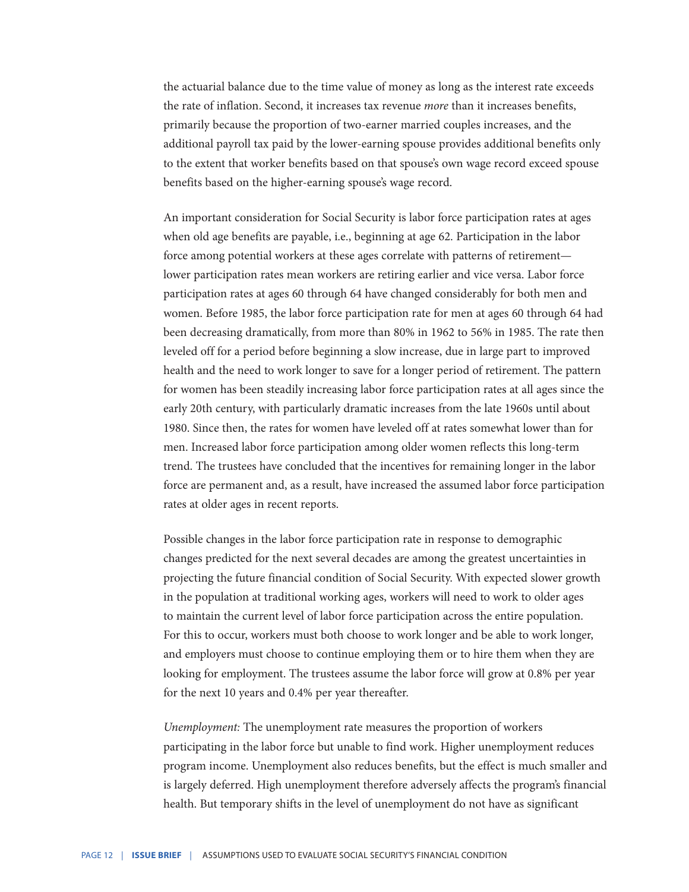the actuarial balance due to the time value of money as long as the interest rate exceeds the rate of inflation. Second, it increases tax revenue *more* than it increases benefits, primarily because the proportion of two-earner married couples increases, and the additional payroll tax paid by the lower-earning spouse provides additional benefits only to the extent that worker benefits based on that spouse's own wage record exceed spouse benefits based on the higher-earning spouse's wage record.

An important consideration for Social Security is labor force participation rates at ages when old age benefits are payable, i.e., beginning at age 62. Participation in the labor force among potential workers at these ages correlate with patterns of retirement—lower participation rates mean workers are retiring earlier and vice versa. Labor force participation rates at ages 60 through 64 have changed considerably for both men and women. Before 1985, the labor force participation rate for men at ages 60 through 64 had been decreasing dramatically, from more than 80% in 1962 to 56% in 1985. The rate then leveled off for a period before beginning a slow increase, due in large part to improved health and the need to work longer to save for a longer period of retirement. The pattern for women has been steadily increasing labor force participation rates at all ages since the early 20th century, with particularly dramatic increases from the late 1960s until about 1980. Since then, the rates for women have leveled off at rates somewhat lower than for men. Increased labor force participation among older women reflects this long-term trend. The trustees have concluded that the incentives for remaining longer in the labor force are permanent and, as a result, have increased the assumed labor force participation rates at older ages in recent reports.

Possible changes in the labor force participation rate in response to demographic changes predicted for the next several decades are among the greatest uncertainties in projecting the future financial condition of Social Security. With expected slower growth in the population at traditional working ages, workers will need to work to older ages to maintain the current level of labor force participation across the entire population. For this to occur, workers must both choose to work longer and be able to work longer, and employers must choose to continue employing them or to hire them when they are looking for employment. The trustees assume the labor force will grow at 0.8% per year for the next 10 years and 0.4% per year thereafter.

*Unemployment:* The unemployment rate measures the proportion of workers participating in the labor force but unable to find work. Higher unemployment reduces program income. Unemployment also reduces benefits, but the effect is much smaller and is largely deferred. High unemployment therefore adversely affects the program's financial health. But temporary shifts in the level of unemployment do not have as significant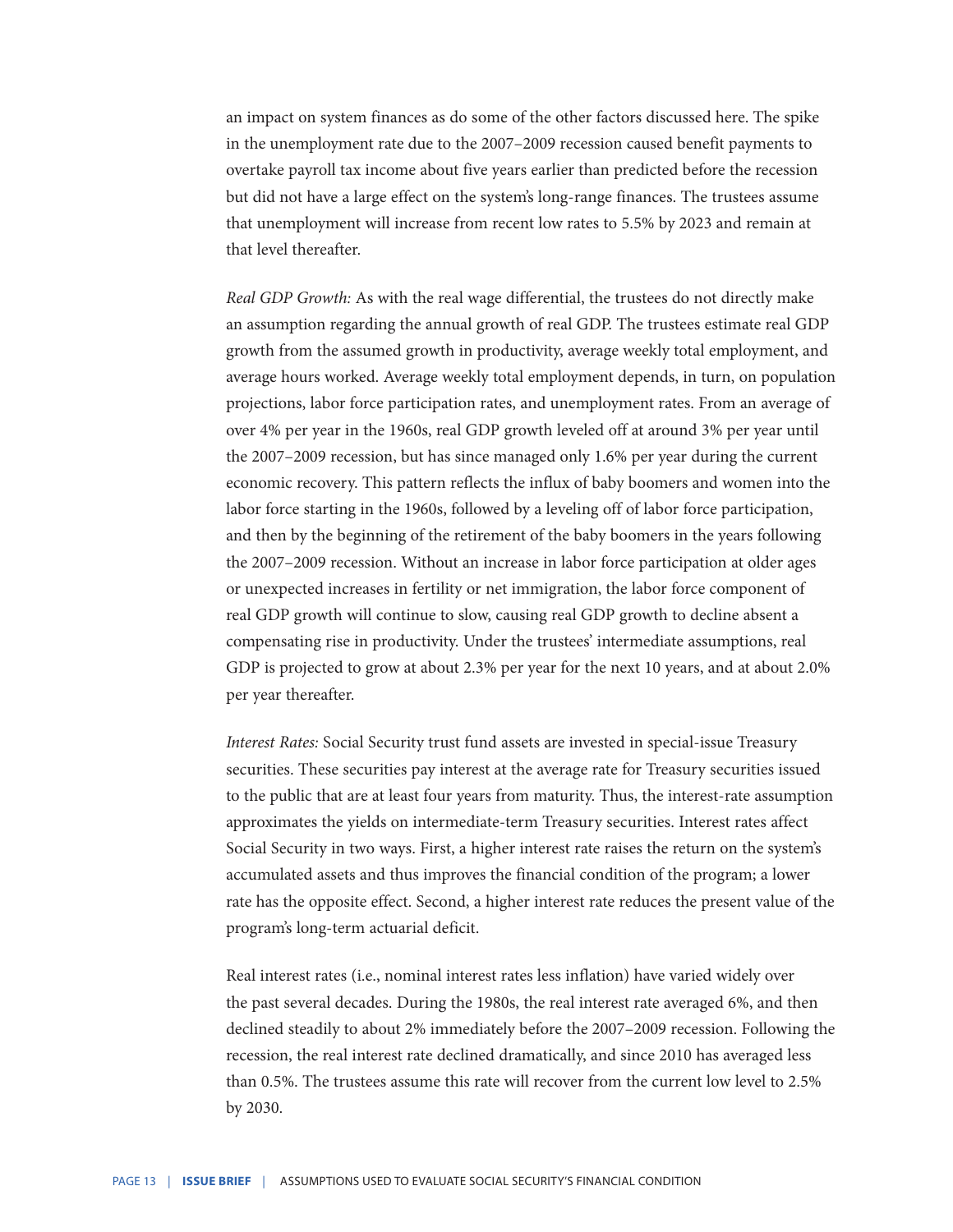an impact on system finances as do some of the other factors discussed here. The spike in the unemployment rate due to the 2007–2009 recession caused benefit payments to overtake payroll tax income about five years earlier than predicted before the recession but did not have a large effect on the system's long-range finances. The trustees assume that unemployment will increase from recent low rates to 5.5% by 2023 and remain at that level thereafter.

*Real GDP Growth:* As with the real wage differential, the trustees do not directly make an assumption regarding the annual growth of real GDP. The trustees estimate real GDP growth from the assumed growth in productivity, average weekly total employment, and average hours worked. Average weekly total employment depends, in turn, on population projections, labor force participation rates, and unemployment rates. From an average of over 4% per year in the 1960s, real GDP growth leveled off at around 3% per year until the 2007–2009 recession, but has since managed only 1.6% per year during the current economic recovery. This pattern reflects the influx of baby boomers and women into the labor force starting in the 1960s, followed by a leveling off of labor force participation, and then by the beginning of the retirement of the baby boomers in the years following the 2007–2009 recession. Without an increase in labor force participation at older ages or unexpected increases in fertility or net immigration, the labor force component of real GDP growth will continue to slow, causing real GDP growth to decline absent a compensating rise in productivity. Under the trustees' intermediate assumptions, real GDP is projected to grow at about 2.3% per year for the next 10 years, and at about 2.0% per year thereafter.

*Interest Rates:* Social Security trust fund assets are invested in special-issue Treasury securities. These securities pay interest at the average rate for Treasury securities issued to the public that are at least four years from maturity. Thus, the interest-rate assumption approximates the yields on intermediate-term Treasury securities. Interest rates affect Social Security in two ways. First, a higher interest rate raises the return on the system's accumulated assets and thus improves the financial condition of the program; a lower rate has the opposite effect. Second, a higher interest rate reduces the present value of the program's long-term actuarial deficit.

Real interest rates (i.e., nominal interest rates less inflation) have varied widely over the past several decades. During the 1980s, the real interest rate averaged 6%, and then declined steadily to about 2% immediately before the 2007–2009 recession. Following the recession, the real interest rate declined dramatically, and since 2010 has averaged less than 0.5%. The trustees assume this rate will recover from the current low level to 2.5% by 2030.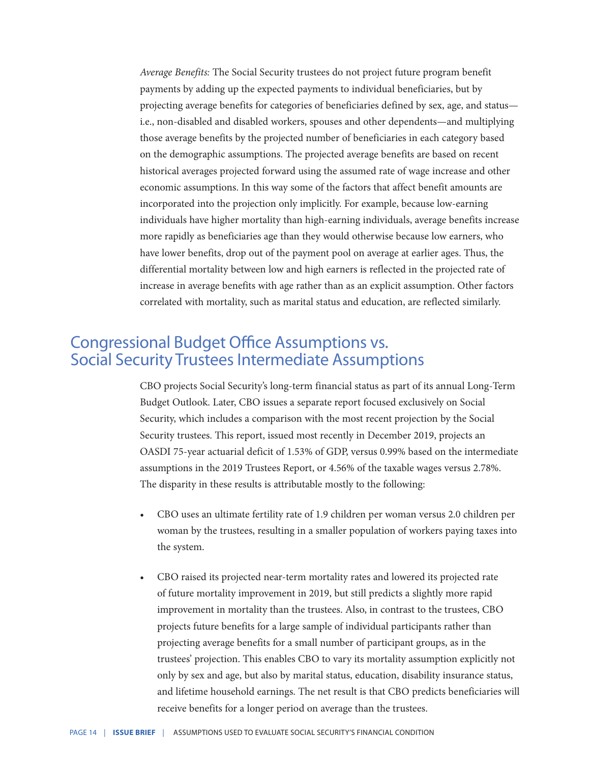*Average Benefits:* The Social Security trustees do not project future program benefit payments by adding up the expected payments to individual beneficiaries, but by projecting average benefits for categories of beneficiaries defined by sex, age, and status—i.e., non-disabled and disabled workers, spouses and other dependents—and multiplying those average benefits by the projected number of beneficiaries in each category based on the demographic assumptions. The projected average benefits are based on recent historical averages projected forward using the assumed rate of wage increase and other economic assumptions. In this way some of the factors that affect benefit amounts are incorporated into the projection only implicitly. For example, because low-earning individuals have higher mortality than high-earning individuals, average benefits increase more rapidly as beneficiaries age than they would otherwise because low earners, who have lower benefits, drop out of the payment pool on average at earlier ages. Thus, the differential mortality between low and high earners is reflected in the projected rate of increase in average benefits with age rather than as an explicit assumption. Other factors correlated with mortality, such as marital status and education, are reflected similarly.

## Congressional Budget Office Assumptions vs. Social Security Trustees Intermediate Assumptions

CBO projects Social Security's long-term financial status as part of its annual Long-Term Budget Outlook. Later, CBO issues a separate report focused exclusively on Social Security, which includes a comparison with the most recent projection by the Social Security trustees. This report, issued most recently in December 2019, projects an OASDI 75-year actuarial deficit of 1.53% of GDP, versus 0.99% based on the intermediate assumptions in the 2019 Trustees Report, or 4.56% of the taxable wages versus 2.78%. The disparity in these results is attributable mostly to the following:

- CBO uses an ultimate fertility rate of 1.9 children per woman versus 2.0 children per woman by the trustees, resulting in a smaller population of workers paying taxes into the system.
- CBO raised its projected near-term mortality rates and lowered its projected rate of future mortality improvement in 2019, but still predicts a slightly more rapid improvement in mortality than the trustees. Also, in contrast to the trustees, CBO projects future benefits for a large sample of individual participants rather than projecting average benefits for a small number of participant groups, as in the trustees' projection. This enables CBO to vary its mortality assumption explicitly not only by sex and age, but also by marital status, education, disability insurance status, and lifetime household earnings. The net result is that CBO predicts beneficiaries will receive benefits for a longer period on average than the trustees.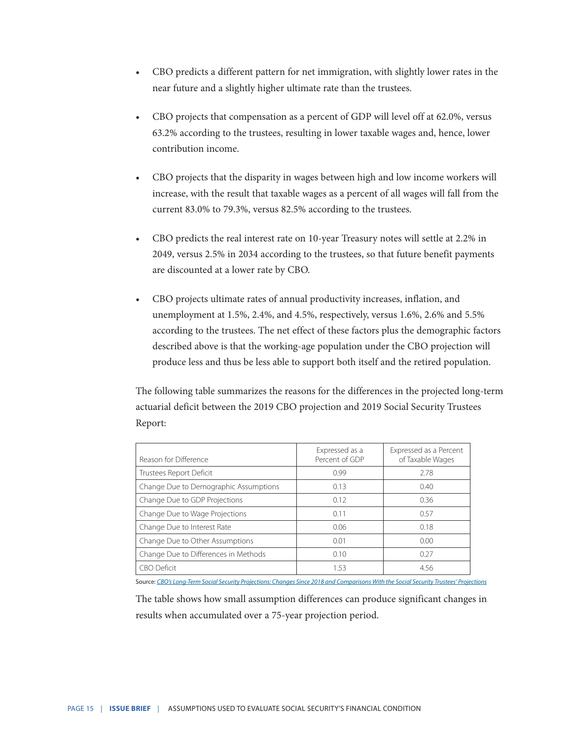- CBO predicts a different pattern for net immigration, with slightly lower rates in the near future and a slightly higher ultimate rate than the trustees.
- CBO projects that compensation as a percent of GDP will level off at 62.0%, versus 63.2% according to the trustees, resulting in lower taxable wages and, hence, lower contribution income.
- CBO projects that the disparity in wages between high and low income workers will increase, with the result that taxable wages as a percent of all wages will fall from the current 83.0% to 79.3%, versus 82.5% according to the trustees.
- CBO predicts the real interest rate on 10-year Treasury notes will settle at 2.2% in 2049, versus 2.5% in 2034 according to the trustees, so that future benefit payments are discounted at a lower rate by CBO.
- CBO projects ultimate rates of annual productivity increases, inflation, and unemployment at 1.5%, 2.4%, and 4.5%, respectively, versus 1.6%, 2.6% and 5.5% according to the trustees. The net effect of these factors plus the demographic factors described above is that the working-age population under the CBO projection will produce less and thus be less able to support both itself and the retired population.

The following table summarizes the reasons for the differences in the projected long-term actuarial deficit between the 2019 CBO projection and 2019 Social Security Trustees Report:

| Reason for Difference | Expressed as a Percent of GDP | Expressed as a Percent of Taxable Wages |
|---|---|---|
| Trustees Report Deficit | 0.99 | 2.78 |
| Change Due to Demographic Assumptions | 0.13 | 0.40 |
| Change Due to GDP Projections | 0.12 | 0.36 |
| Change Due to Wage Projections | 0.11 | 0.57 |
| Change Due to Interest Rate | 0.06 | 0.18 |
| Change Due to Other Assumptions | 0.01 | 0.00 |
| Change Due to Differences in Methods | 0.10 | 0.27 |
| CBO Deficit | 1.53 | 4.56 |

Source: *CBO's Long-Term Social Security Projections: Changes Since 2018 and Comparisons With the Social Security Trustees' Projections*

The table shows how small assumption differences can produce significant changes in results when accumulated over a 75-year projection period.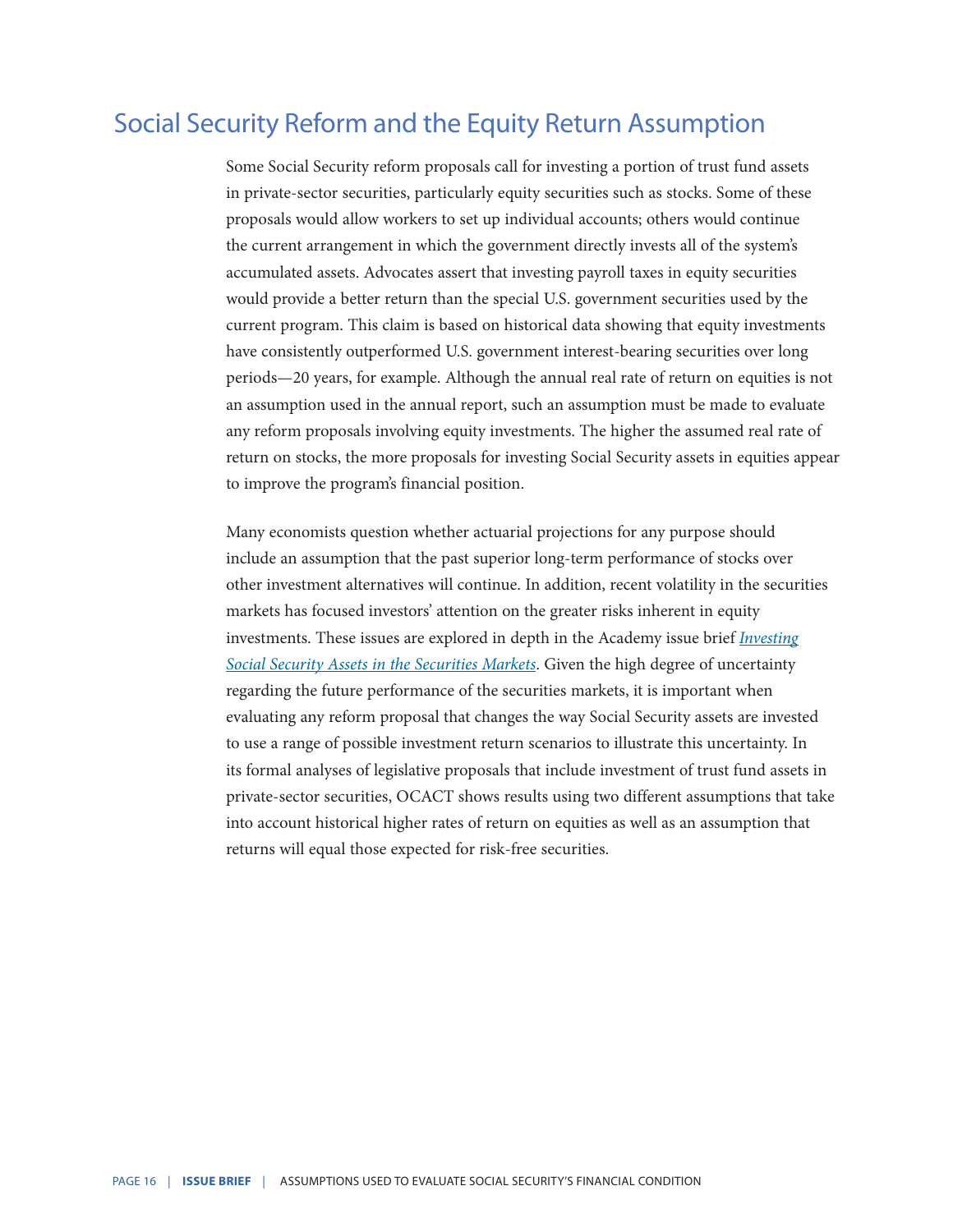## Social Security Reform and the Equity Return Assumption

Some Social Security reform proposals call for investing a portion of trust fund assets in private-sector securities, particularly equity securities such as stocks. Some of these proposals would allow workers to set up individual accounts; others would continue the current arrangement in which the government directly invests all of the system's accumulated assets. Advocates assert that investing payroll taxes in equity securities would provide a better return than the special U.S. government securities used by the current program. This claim is based on historical data showing that equity investments have consistently outperformed U.S. government interest-bearing securities over long periods—20 years, for example. Although the annual real rate of return on equities is not an assumption used in the annual report, such an assumption must be made to evaluate any reform proposals involving equity investments. The higher the assumed real rate of return on stocks, the more proposals for investing Social Security assets in equities appear to improve the program's financial position.

Many economists question whether actuarial projections for any purpose should include an assumption that the past superior long-term performance of stocks over other investment alternatives will continue. In addition, recent volatility in the securities markets has focused investors' attention on the greater risks inherent in equity investments. These issues are explored in depth in the Academy issue brief *Investing Social Security Assets in the Securities Markets*. Given the high degree of uncertainty regarding the future performance of the securities markets, it is important when evaluating any reform proposal that changes the way Social Security assets are invested to use a range of possible investment return scenarios to illustrate this uncertainty. In its formal analyses of legislative proposals that include investment of trust fund assets in private-sector securities, OCACT shows results using two different assumptions that take into account historical higher rates of return on equities as well as an assumption that returns will equal those expected for risk-free securities.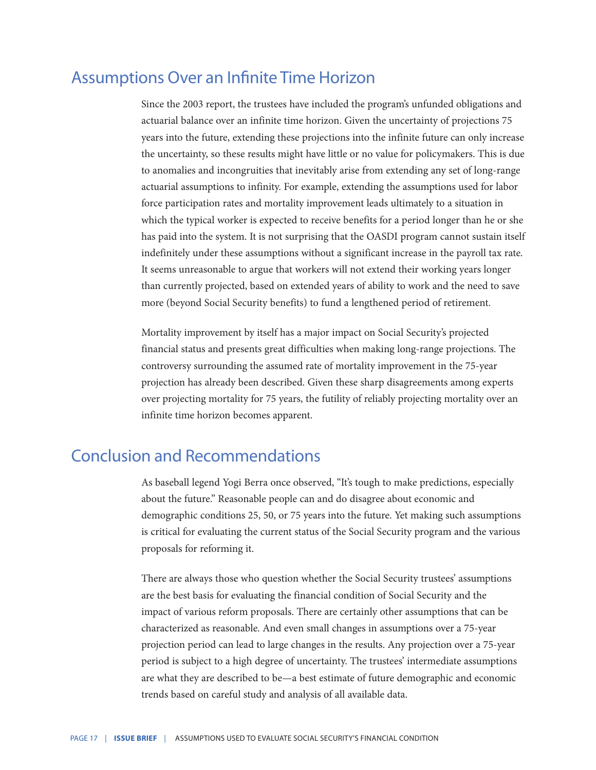## Assumptions Over an Infinite Time Horizon

Since the 2003 report, the trustees have included the program's unfunded obligations and actuarial balance over an infinite time horizon. Given the uncertainty of projections 75 years into the future, extending these projections into the infinite future can only increase the uncertainty, so these results might have little or no value for policymakers. This is due to anomalies and incongruities that inevitably arise from extending any set of long-range actuarial assumptions to infinity. For example, extending the assumptions used for labor force participation rates and mortality improvement leads ultimately to a situation in which the typical worker is expected to receive benefits for a period longer than he or she has paid into the system. It is not surprising that the OASDI program cannot sustain itself indefinitely under these assumptions without a significant increase in the payroll tax rate. It seems unreasonable to argue that workers will not extend their working years longer than currently projected, based on extended years of ability to work and the need to save more (beyond Social Security benefits) to fund a lengthened period of retirement.

Mortality improvement by itself has a major impact on Social Security's projected financial status and presents great difficulties when making long-range projections. The controversy surrounding the assumed rate of mortality improvement in the 75-year projection has already been described. Given these sharp disagreements among experts over projecting mortality for 75 years, the futility of reliably projecting mortality over an infinite time horizon becomes apparent.

## Conclusion and Recommendations

As baseball legend Yogi Berra once observed, "It's tough to make predictions, especially about the future." Reasonable people can and do disagree about economic and demographic conditions 25, 50, or 75 years into the future. Yet making such assumptions is critical for evaluating the current status of the Social Security program and the various proposals for reforming it.

There are always those who question whether the Social Security trustees' assumptions are the best basis for evaluating the financial condition of Social Security and the impact of various reform proposals. There are certainly other assumptions that can be characterized as reasonable. And even small changes in assumptions over a 75-year projection period can lead to large changes in the results. Any projection over a 75-year period is subject to a high degree of uncertainty. The trustees' intermediate assumptions are what they are described to be—a best estimate of future demographic and economic trends based on careful study and analysis of all available data.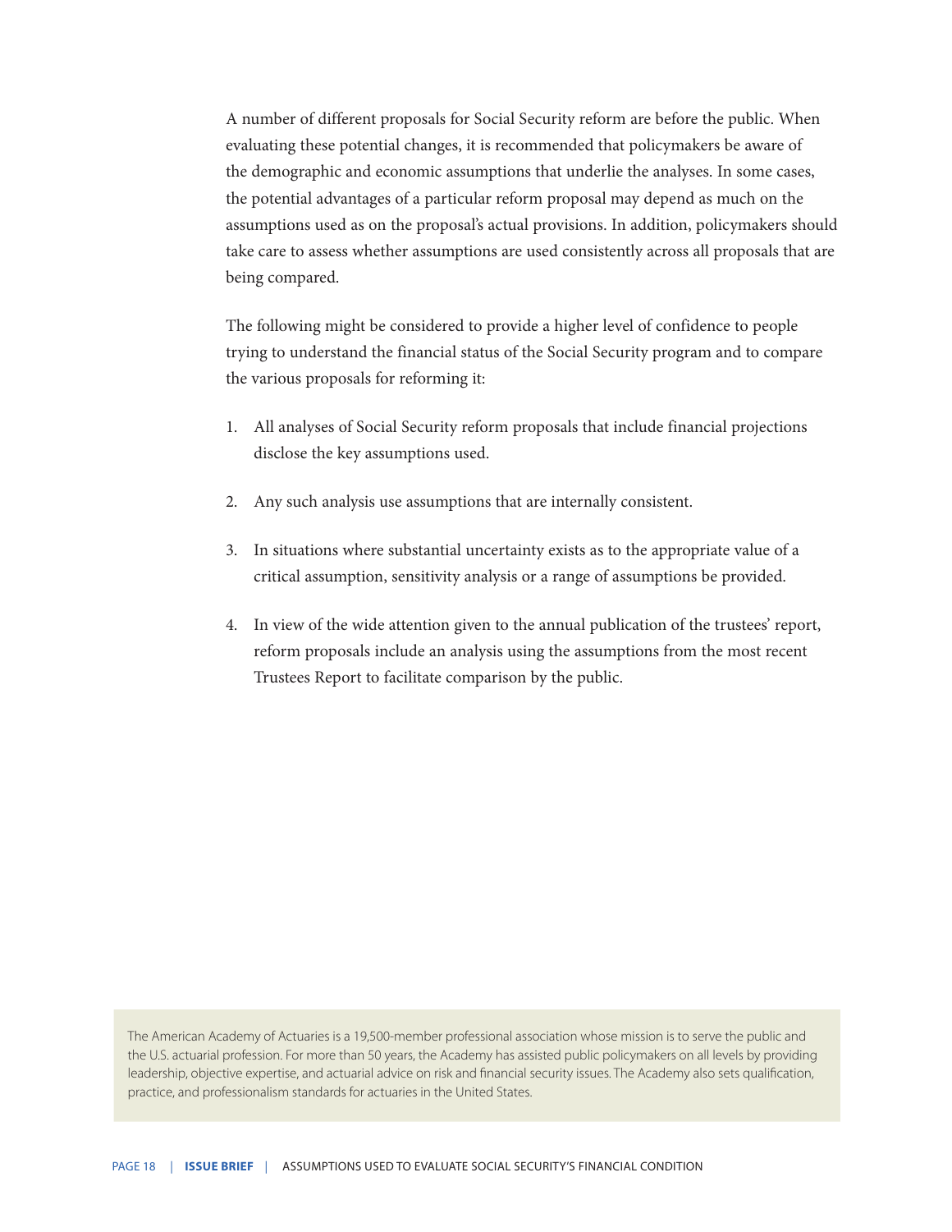A number of different proposals for Social Security reform are before the public. When evaluating these potential changes, it is recommended that policymakers be aware of the demographic and economic assumptions that underlie the analyses. In some cases, the potential advantages of a particular reform proposal may depend as much on the assumptions used as on the proposal's actual provisions. In addition, policymakers should take care to assess whether assumptions are used consistently across all proposals that are being compared.

The following might be considered to provide a higher level of confidence to people trying to understand the financial status of the Social Security program and to compare the various proposals for reforming it:

1. All analyses of Social Security reform proposals that include financial projections disclose the key assumptions used.
2. Any such analysis use assumptions that are internally consistent.
3. In situations where substantial uncertainty exists as to the appropriate value of a critical assumption, sensitivity analysis or a range of assumptions be provided.
4. In view of the wide attention given to the annual publication of the trustees' report, reform proposals include an analysis using the assumptions from the most recent Trustees Report to facilitate comparison by the public.

The American Academy of Actuaries is a 19,500-member professional association whose mission is to serve the public and the U.S. actuarial profession. For more than 50 years, the Academy has assisted public policymakers on all levels by providing leadership, objective expertise, and actuarial advice on risk and financial security issues. The Academy also sets qualification, practice, and professionalism standards for actuaries in the United States.